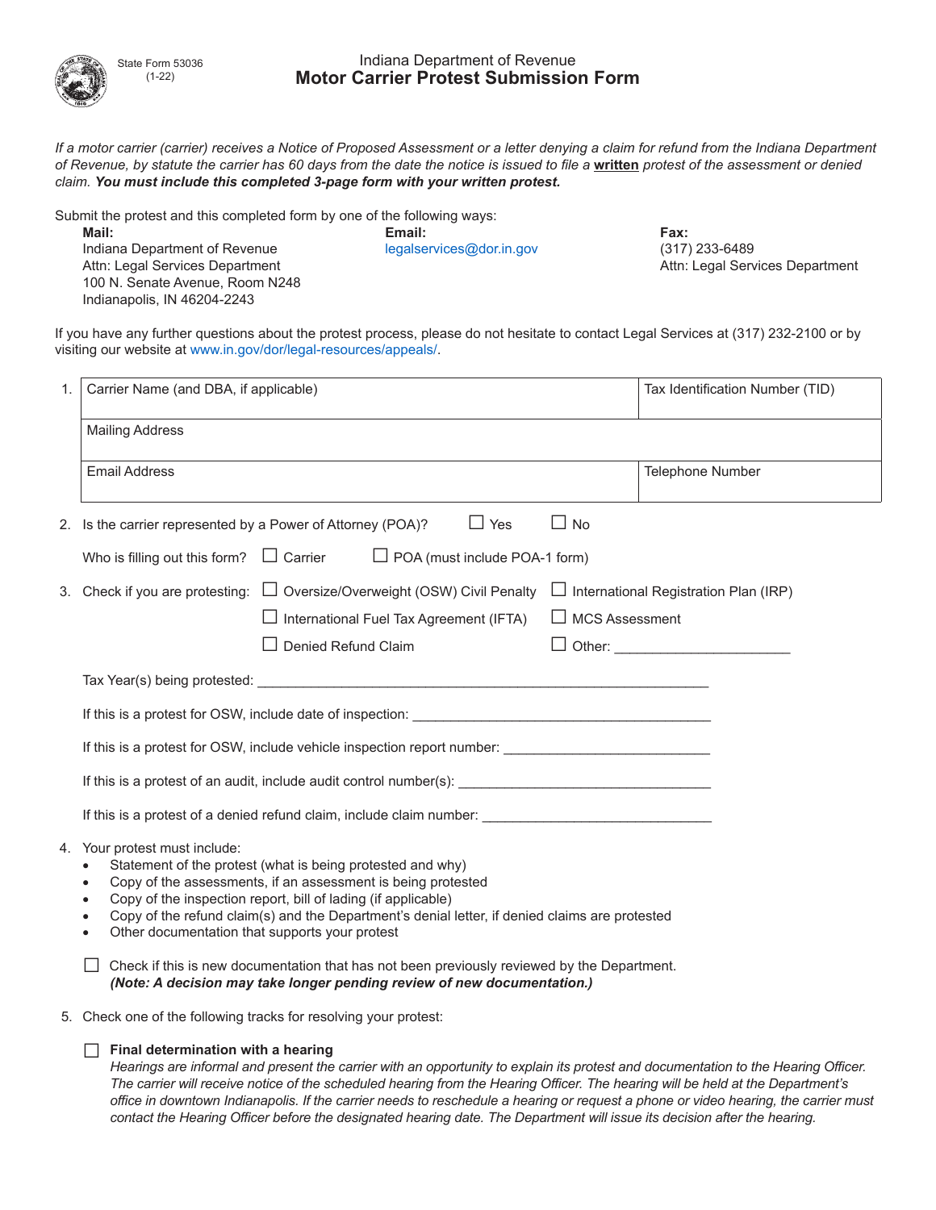State Form 53036
(1-22)

# Indiana Department of Revenue
## Motor Carrier Protest Submission Form

*If a motor carrier (carrier) receives a Notice of Proposed Assessment or a letter denying a claim for refund from the Indiana Department of Revenue, by statute the carrier has 60 days from the date the notice is issued to file a **written** protest of the assessment or denied claim.* ***You must include this completed 3-page form with your written protest.***

Submit the protest and this completed form by one of the following ways:

**Mail:**
Indiana Department of Revenue
Attn: Legal Services Department
100 N. Senate Avenue, Room N248
Indianapolis, IN 46204-2243

**Email:**
legalservices@dor.in.gov

**Fax:**
(317) 233-6489
Attn: Legal Services Department

If you have any further questions about the protest process, please do not hesitate to contact Legal Services at (317) 232-2100 or by visiting our website at www.in.gov/dor/legal-resources/appeals/.

1.

| Carrier Name (and DBA, if applicable) | Tax Identification Number (TID) |
|---|---|
| Mailing Address | |
| Email Address | Telephone Number |

2. Is the carrier represented by a Power of Attorney (POA)? ☐ Yes ☐ No

   Who is filling out this form? ☐ Carrier ☐ POA (must include POA-1 form)

3. Check if you are protesting:
   - ☐ Oversize/Overweight (OSW) Civil Penalty
   - ☐ International Registration Plan (IRP)
   - ☐ International Fuel Tax Agreement (IFTA)
   - ☐ MCS Assessment
   - ☐ Denied Refund Claim
   - ☐ Other: _______________________

   Tax Year(s) being protested: ____________________________________________________________

   If this is a protest for OSW, include date of inspection: ________________________________________

   If this is a protest for OSW, include vehicle inspection report number: ___________________________

   If this is a protest of an audit, include audit control number(s): __________________________________

   If this is a protest of a denied refund claim, include claim number: ______________________________

4. Your protest must include:
   - Statement of the protest (what is being protested and why)
   - Copy of the assessments, if an assessment is being protested
   - Copy of the inspection report, bill of lading (if applicable)
   - Copy of the refund claim(s) and the Department's denial letter, if denied claims are protested
   - Other documentation that supports your protest

   ☐ Check if this is new documentation that has not been previously reviewed by the Department.
   ***(Note: A decision may take longer pending review of new documentation.)***

5. Check one of the following tracks for resolving your protest:

   ☐ **Final determination with a hearing**
   *Hearings are informal and present the carrier with an opportunity to explain its protest and documentation to the Hearing Officer. The carrier will receive notice of the scheduled hearing from the Hearing Officer. The hearing will be held at the Department's office in downtown Indianapolis. If the carrier needs to reschedule a hearing or request a phone or video hearing, the carrier must contact the Hearing Officer before the designated hearing date. The Department will issue its decision after the hearing.*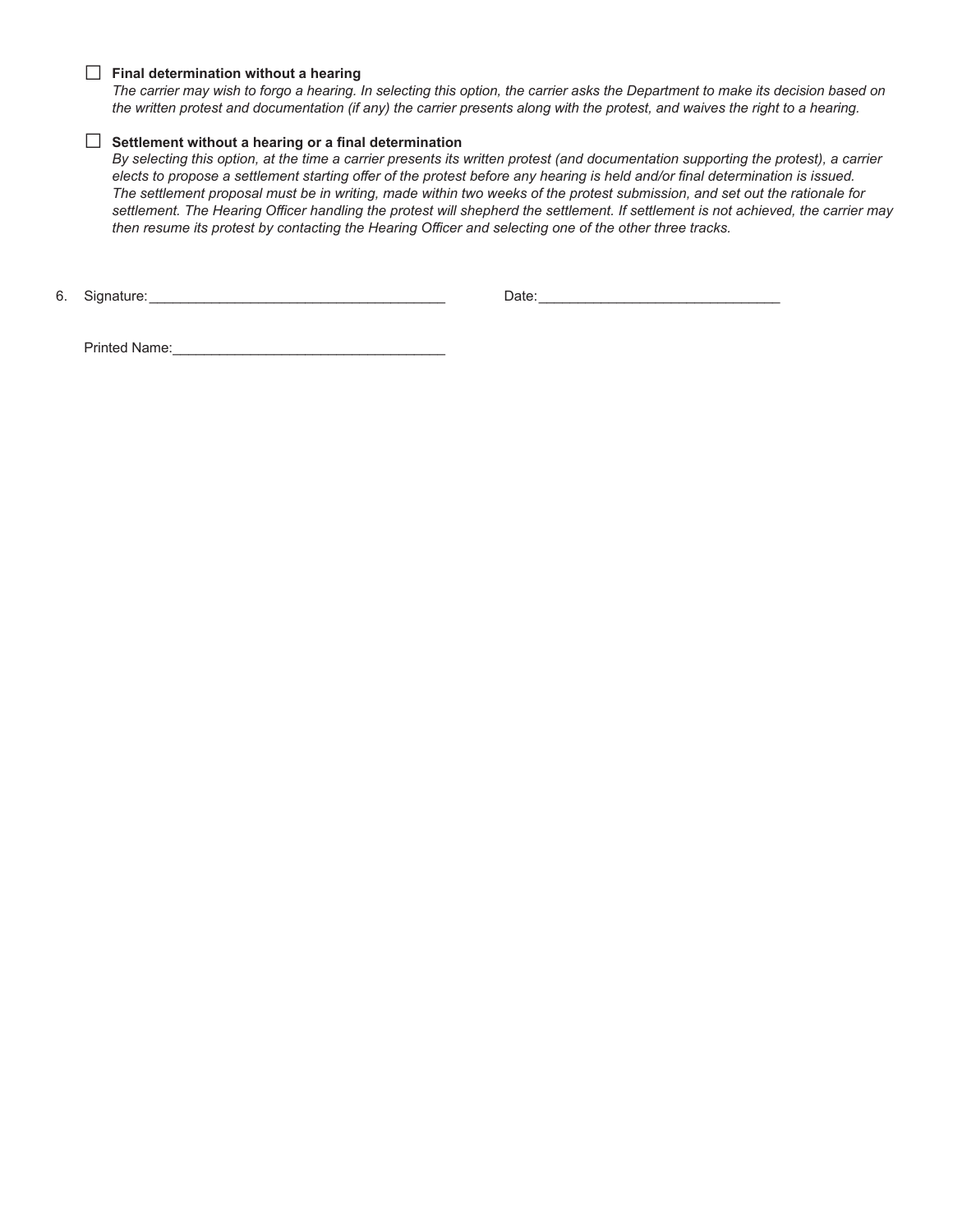☐ **Final determination without a hearing**
*The carrier may wish to forgo a hearing. In selecting this option, the carrier asks the Department to make its decision based on the written protest and documentation (if any) the carrier presents along with the protest, and waives the right to a hearing.*

☐ **Settlement without a hearing or a final determination**
*By selecting this option, at the time a carrier presents its written protest (and documentation supporting the protest), a carrier elects to propose a settlement starting offer of the protest before any hearing is held and/or final determination is issued. The settlement proposal must be in writing, made within two weeks of the protest submission, and set out the rationale for settlement. The Hearing Officer handling the protest will shepherd the settlement. If settlement is not achieved, the carrier may then resume its protest by contacting the Hearing Officer and selecting one of the other three tracks.*

6. Signature:_____________________________________ Date:_______________________________

   Printed Name:__________________________________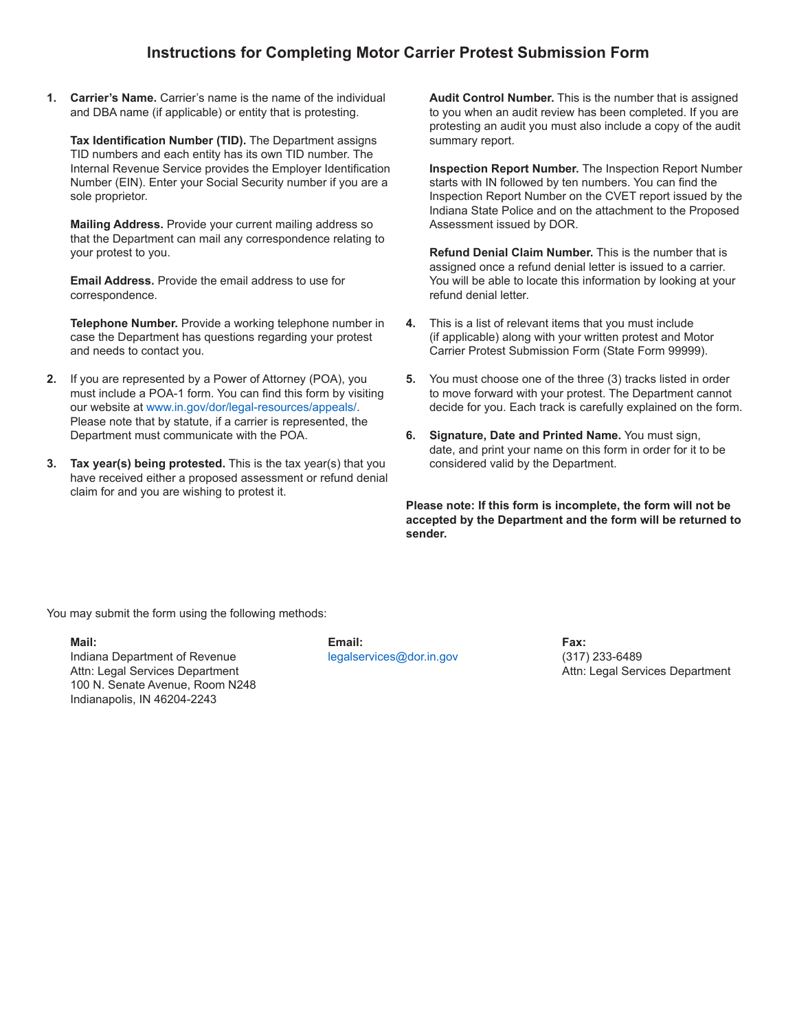## Instructions for Completing Motor Carrier Protest Submission Form

1. **Carrier's Name.** Carrier's name is the name of the individual and DBA name (if applicable) or entity that is protesting.

   **Tax Identification Number (TID).** The Department assigns TID numbers and each entity has its own TID number. The Internal Revenue Service provides the Employer Identification Number (EIN). Enter your Social Security number if you are a sole proprietor.

   **Mailing Address.** Provide your current mailing address so that the Department can mail any correspondence relating to your protest to you.

   **Email Address.** Provide the email address to use for correspondence.

   **Telephone Number.** Provide a working telephone number in case the Department has questions regarding your protest and needs to contact you.

2. If you are represented by a Power of Attorney (POA), you must include a POA-1 form. You can find this form by visiting our website at www.in.gov/dor/legal-resources/appeals/. Please note that by statute, if a carrier is represented, the Department must communicate with the POA.

3. **Tax year(s) being protested.** This is the tax year(s) that you have received either a proposed assessment or refund denial claim for and you are wishing to protest it.

   **Audit Control Number.** This is the number that is assigned to you when an audit review has been completed. If you are protesting an audit you must also include a copy of the audit summary report.

   **Inspection Report Number.** The Inspection Report Number starts with IN followed by ten numbers. You can find the Inspection Report Number on the CVET report issued by the Indiana State Police and on the attachment to the Proposed Assessment issued by DOR.

   **Refund Denial Claim Number.** This is the number that is assigned once a refund denial letter is issued to a carrier. You will be able to locate this information by looking at your refund denial letter.

4. This is a list of relevant items that you must include (if applicable) along with your written protest and Motor Carrier Protest Submission Form (State Form 99999).

5. You must choose one of the three (3) tracks listed in order to move forward with your protest. The Department cannot decide for you. Each track is carefully explained on the form.

6. **Signature, Date and Printed Name.** You must sign, date, and print your name on this form in order for it to be considered valid by the Department.

**Please note: If this form is incomplete, the form will not be accepted by the Department and the form will be returned to sender.**

You may submit the form using the following methods:

**Mail:**
Indiana Department of Revenue
Attn: Legal Services Department
100 N. Senate Avenue, Room N248
Indianapolis, IN 46204-2243

**Email:**
legalservices@dor.in.gov

**Fax:**
(317) 233-6489
Attn: Legal Services Department